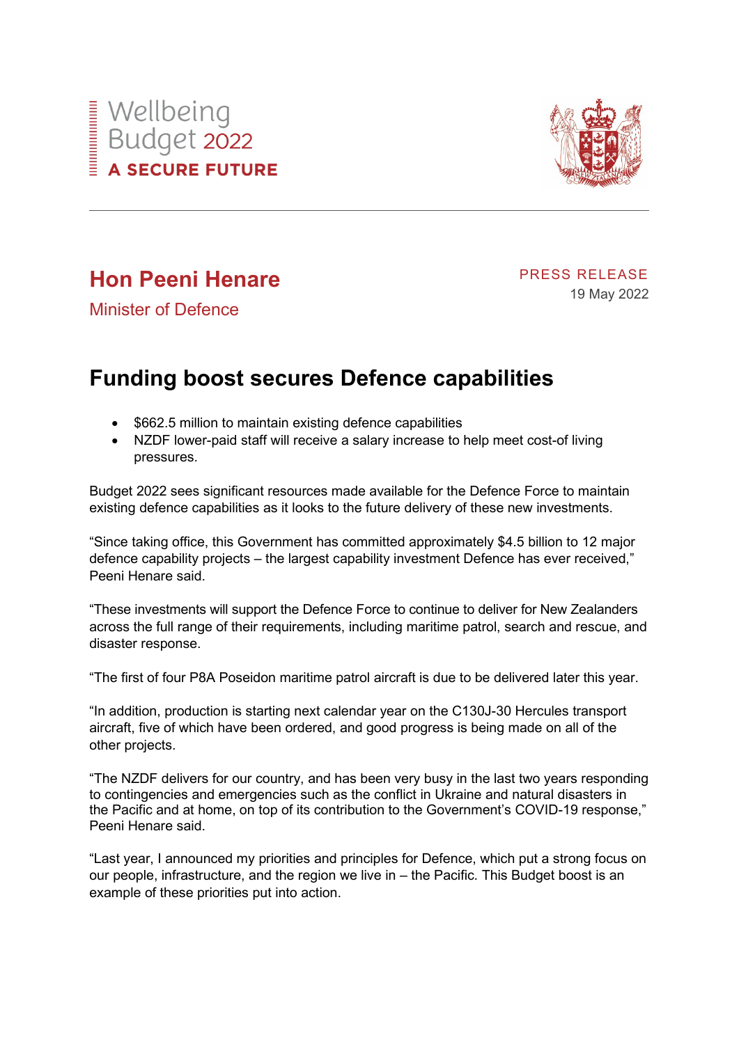Wellbeing
Budget 2022
**A SECURE FUTURE**

---

## Hon Peeni Henare

Minister of Defence

PRESS RELEASE
19 May 2022

# Funding boost secures Defence capabilities

- $662.5 million to maintain existing defence capabilities
- NZDF lower-paid staff will receive a salary increase to help meet cost-of living pressures.

Budget 2022 sees significant resources made available for the Defence Force to maintain existing defence capabilities as it looks to the future delivery of these new investments.

“Since taking office, this Government has committed approximately $4.5 billion to 12 major defence capability projects – the largest capability investment Defence has ever received,” Peeni Henare said.

“These investments will support the Defence Force to continue to deliver for New Zealanders across the full range of their requirements, including maritime patrol, search and rescue, and disaster response.

“The first of four P8A Poseidon maritime patrol aircraft is due to be delivered later this year.

“In addition, production is starting next calendar year on the C130J-30 Hercules transport aircraft, five of which have been ordered, and good progress is being made on all of the other projects.

“The NZDF delivers for our country, and has been very busy in the last two years responding to contingencies and emergencies such as the conflict in Ukraine and natural disasters in the Pacific and at home, on top of its contribution to the Government’s COVID-19 response,” Peeni Henare said.

“Last year, I announced my priorities and principles for Defence, which put a strong focus on our people, infrastructure, and the region we live in – the Pacific. This Budget boost is an example of these priorities put into action.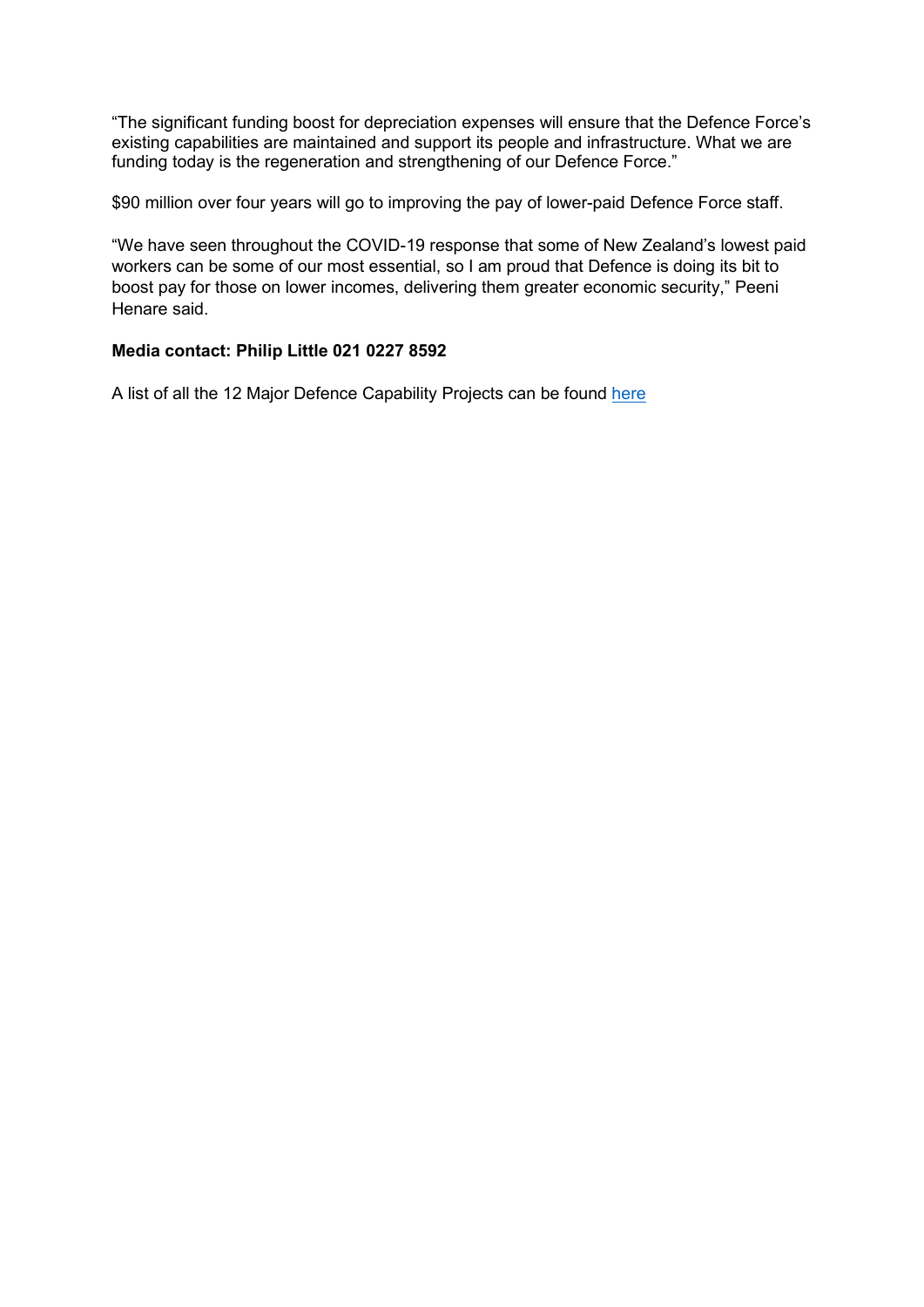"The significant funding boost for depreciation expenses will ensure that the Defence Force's existing capabilities are maintained and support its people and infrastructure. What we are funding today is the regeneration and strengthening of our Defence Force."

$90 million over four years will go to improving the pay of lower-paid Defence Force staff.

"We have seen throughout the COVID-19 response that some of New Zealand's lowest paid workers can be some of our most essential, so I am proud that Defence is doing its bit to boost pay for those on lower incomes, delivering them greater economic security," Peeni Henare said.

**Media contact: Philip Little 021 0227 8592**

A list of all the 12 Major Defence Capability Projects can be found here